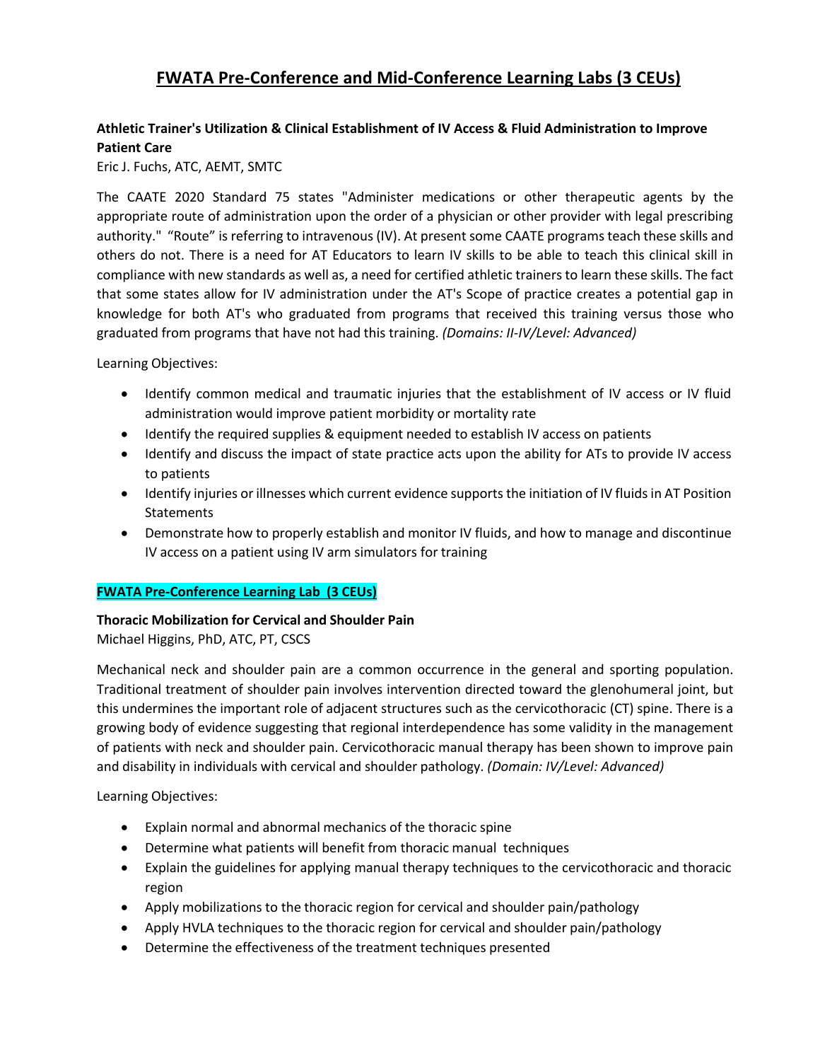# FWATA Pre-Conference and Mid-Conference Learning Labs (3 CEUs)

**Athletic Trainer's Utilization & Clinical Establishment of IV Access & Fluid Administration to Improve Patient Care**
Eric J. Fuchs, ATC, AEMT, SMTC

The CAATE 2020 Standard 75 states "Administer medications or other therapeutic agents by the appropriate route of administration upon the order of a physician or other provider with legal prescribing authority." "Route" is referring to intravenous (IV). At present some CAATE programs teach these skills and others do not. There is a need for AT Educators to learn IV skills to be able to teach this clinical skill in compliance with new standards as well as, a need for certified athletic trainers to learn these skills. The fact that some states allow for IV administration under the AT's Scope of practice creates a potential gap in knowledge for both AT's who graduated from programs that received this training versus those who graduated from programs that have not had this training. *(Domains: II-IV/Level: Advanced)*

Learning Objectives:

- Identify common medical and traumatic injuries that the establishment of IV access or IV fluid administration would improve patient morbidity or mortality rate
- Identify the required supplies & equipment needed to establish IV access on patients
- Identify and discuss the impact of state practice acts upon the ability for ATs to provide IV access to patients
- Identify injuries or illnesses which current evidence supports the initiation of IV fluids in AT Position Statements
- Demonstrate how to properly establish and monitor IV fluids, and how to manage and discontinue IV access on a patient using IV arm simulators for training

## FWATA Pre-Conference Learning Lab (3 CEUs)

**Thoracic Mobilization for Cervical and Shoulder Pain**
Michael Higgins, PhD, ATC, PT, CSCS

Mechanical neck and shoulder pain are a common occurrence in the general and sporting population. Traditional treatment of shoulder pain involves intervention directed toward the glenohumeral joint, but this undermines the important role of adjacent structures such as the cervicothoracic (CT) spine. There is a growing body of evidence suggesting that regional interdependence has some validity in the management of patients with neck and shoulder pain. Cervicothoracic manual therapy has been shown to improve pain and disability in individuals with cervical and shoulder pathology. *(Domain: IV/Level: Advanced)*

Learning Objectives:

- Explain normal and abnormal mechanics of the thoracic spine
- Determine what patients will benefit from thoracic manual techniques
- Explain the guidelines for applying manual therapy techniques to the cervicothoracic and thoracic region
- Apply mobilizations to the thoracic region for cervical and shoulder pain/pathology
- Apply HVLA techniques to the thoracic region for cervical and shoulder pain/pathology
- Determine the effectiveness of the treatment techniques presented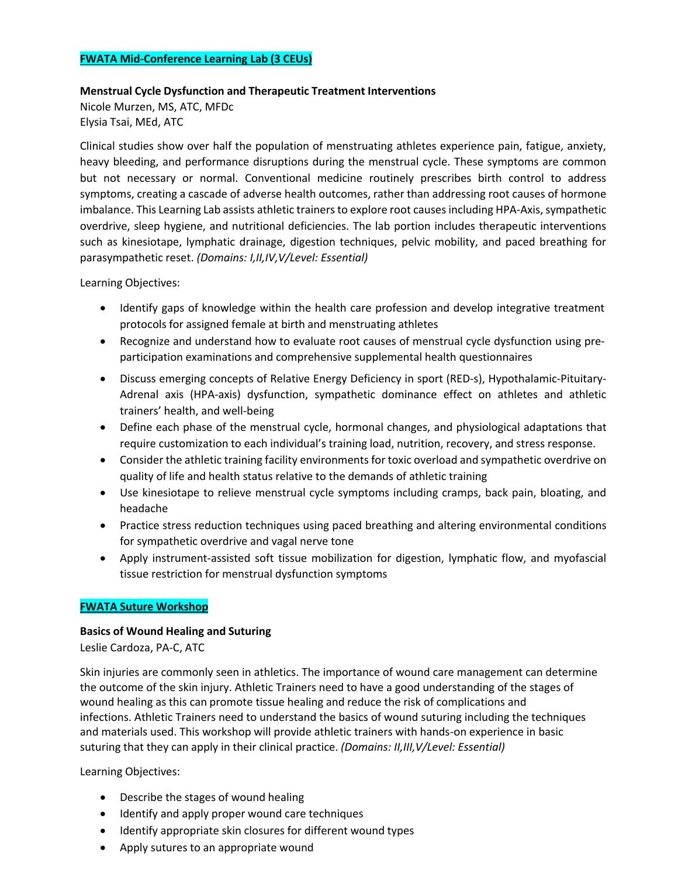**FWATA Mid-Conference Learning Lab (3 CEUs)**

**Menstrual Cycle Dysfunction and Therapeutic Treatment Interventions**
Nicole Murzen, MS, ATC, MFDc
Elysia Tsai, MEd, ATC

Clinical studies show over half the population of menstruating athletes experience pain, fatigue, anxiety, heavy bleeding, and performance disruptions during the menstrual cycle. These symptoms are common but not necessary or normal. Conventional medicine routinely prescribes birth control to address symptoms, creating a cascade of adverse health outcomes, rather than addressing root causes of hormone imbalance. This Learning Lab assists athletic trainers to explore root causes including HPA-Axis, sympathetic overdrive, sleep hygiene, and nutritional deficiencies. The lab portion includes therapeutic interventions such as kinesiotape, lymphatic drainage, digestion techniques, pelvic mobility, and paced breathing for parasympathetic reset. *(Domains: I,II,IV,V/Level: Essential)*

Learning Objectives:

- Identify gaps of knowledge within the health care profession and develop integrative treatment protocols for assigned female at birth and menstruating athletes
- Recognize and understand how to evaluate root causes of menstrual cycle dysfunction using pre-participation examinations and comprehensive supplemental health questionnaires
- Discuss emerging concepts of Relative Energy Deficiency in sport (RED-s), Hypothalamic-Pituitary-Adrenal axis (HPA-axis) dysfunction, sympathetic dominance effect on athletes and athletic trainers' health, and well-being
- Define each phase of the menstrual cycle, hormonal changes, and physiological adaptations that require customization to each individual's training load, nutrition, recovery, and stress response.
- Consider the athletic training facility environments for toxic overload and sympathetic overdrive on quality of life and health status relative to the demands of athletic training
- Use kinesiotape to relieve menstrual cycle symptoms including cramps, back pain, bloating, and headache
- Practice stress reduction techniques using paced breathing and altering environmental conditions for sympathetic overdrive and vagal nerve tone
- Apply instrument-assisted soft tissue mobilization for digestion, lymphatic flow, and myofascial tissue restriction for menstrual dysfunction symptoms

**FWATA Suture Workshop**

**Basics of Wound Healing and Suturing**
Leslie Cardoza, PA-C, ATC

Skin injuries are commonly seen in athletics. The importance of wound care management can determine the outcome of the skin injury. Athletic Trainers need to have a good understanding of the stages of wound healing as this can promote tissue healing and reduce the risk of complications and infections. Athletic Trainers need to understand the basics of wound suturing including the techniques and materials used. This workshop will provide athletic trainers with hands-on experience in basic suturing that they can apply in their clinical practice. *(Domains: II,III,V/Level: Essential)*

Learning Objectives:

- Describe the stages of wound healing
- Identify and apply proper wound care techniques
- Identify appropriate skin closures for different wound types
- Apply sutures to an appropriate wound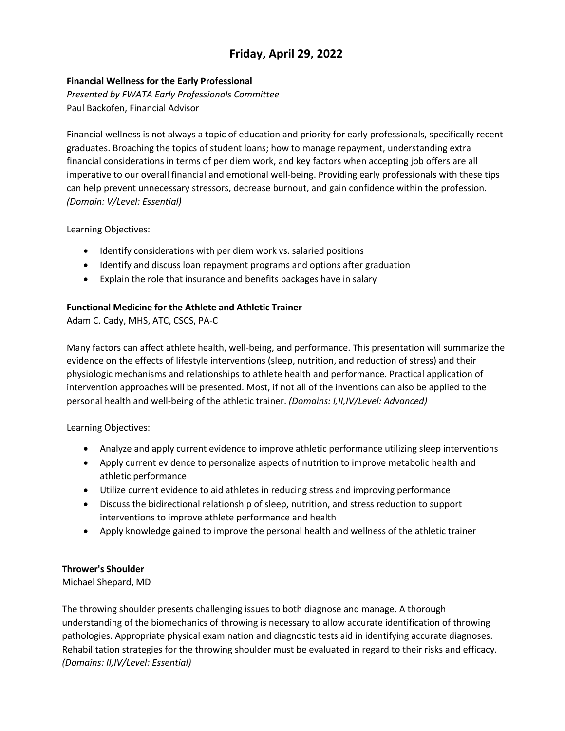# Friday, April 29, 2022

**Financial Wellness for the Early Professional**
*Presented by FWATA Early Professionals Committee*
Paul Backofen, Financial Advisor

Financial wellness is not always a topic of education and priority for early professionals, specifically recent graduates. Broaching the topics of student loans; how to manage repayment, understanding extra financial considerations in terms of per diem work, and key factors when accepting job offers are all imperative to our overall financial and emotional well-being. Providing early professionals with these tips can help prevent unnecessary stressors, decrease burnout, and gain confidence within the profession. *(Domain: V/Level: Essential)*

Learning Objectives:

- Identify considerations with per diem work vs. salaried positions
- Identify and discuss loan repayment programs and options after graduation
- Explain the role that insurance and benefits packages have in salary

**Functional Medicine for the Athlete and Athletic Trainer**
Adam C. Cady, MHS, ATC, CSCS, PA-C

Many factors can affect athlete health, well-being, and performance. This presentation will summarize the evidence on the effects of lifestyle interventions (sleep, nutrition, and reduction of stress) and their physiologic mechanisms and relationships to athlete health and performance. Practical application of intervention approaches will be presented. Most, if not all of the inventions can also be applied to the personal health and well-being of the athletic trainer. *(Domains: I,II,IV/Level: Advanced)*

Learning Objectives:

- Analyze and apply current evidence to improve athletic performance utilizing sleep interventions
- Apply current evidence to personalize aspects of nutrition to improve metabolic health and athletic performance
- Utilize current evidence to aid athletes in reducing stress and improving performance
- Discuss the bidirectional relationship of sleep, nutrition, and stress reduction to support interventions to improve athlete performance and health
- Apply knowledge gained to improve the personal health and wellness of the athletic trainer

**Thrower's Shoulder**
Michael Shepard, MD

The throwing shoulder presents challenging issues to both diagnose and manage. A thorough understanding of the biomechanics of throwing is necessary to allow accurate identification of throwing pathologies. Appropriate physical examination and diagnostic tests aid in identifying accurate diagnoses. Rehabilitation strategies for the throwing shoulder must be evaluated in regard to their risks and efficacy. *(Domains: II,IV/Level: Essential)*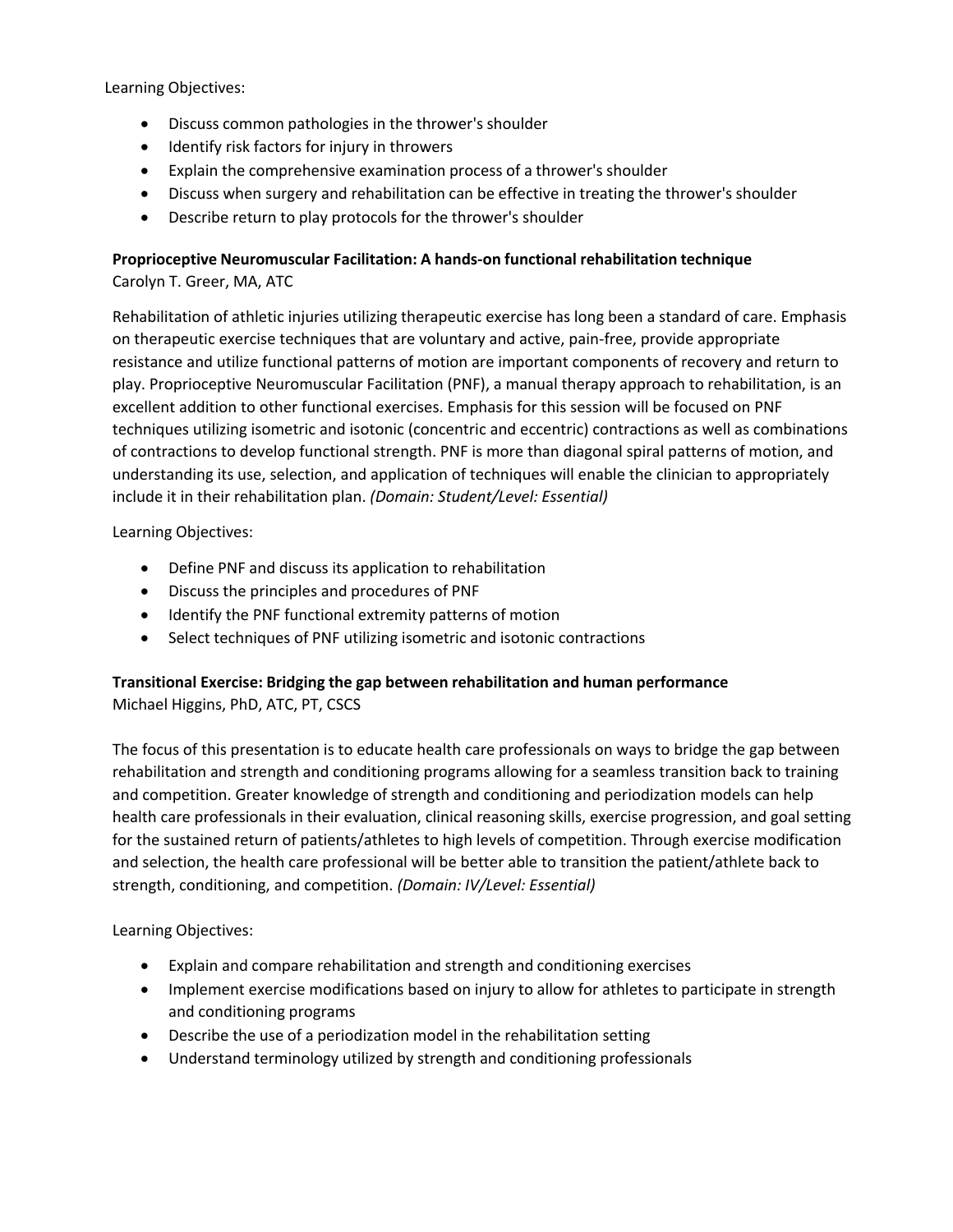Learning Objectives:

- Discuss common pathologies in the thrower's shoulder
- Identify risk factors for injury in throwers
- Explain the comprehensive examination process of a thrower's shoulder
- Discuss when surgery and rehabilitation can be effective in treating the thrower's shoulder
- Describe return to play protocols for the thrower's shoulder

**Proprioceptive Neuromuscular Facilitation: A hands-on functional rehabilitation technique**
Carolyn T. Greer, MA, ATC

Rehabilitation of athletic injuries utilizing therapeutic exercise has long been a standard of care. Emphasis on therapeutic exercise techniques that are voluntary and active, pain-free, provide appropriate resistance and utilize functional patterns of motion are important components of recovery and return to play. Proprioceptive Neuromuscular Facilitation (PNF), a manual therapy approach to rehabilitation, is an excellent addition to other functional exercises. Emphasis for this session will be focused on PNF techniques utilizing isometric and isotonic (concentric and eccentric) contractions as well as combinations of contractions to develop functional strength. PNF is more than diagonal spiral patterns of motion, and understanding its use, selection, and application of techniques will enable the clinician to appropriately include it in their rehabilitation plan. *(Domain: Student/Level: Essential)*

Learning Objectives:

- Define PNF and discuss its application to rehabilitation
- Discuss the principles and procedures of PNF
- Identify the PNF functional extremity patterns of motion
- Select techniques of PNF utilizing isometric and isotonic contractions

**Transitional Exercise: Bridging the gap between rehabilitation and human performance**
Michael Higgins, PhD, ATC, PT, CSCS

The focus of this presentation is to educate health care professionals on ways to bridge the gap between rehabilitation and strength and conditioning programs allowing for a seamless transition back to training and competition. Greater knowledge of strength and conditioning and periodization models can help health care professionals in their evaluation, clinical reasoning skills, exercise progression, and goal setting for the sustained return of patients/athletes to high levels of competition. Through exercise modification and selection, the health care professional will be better able to transition the patient/athlete back to strength, conditioning, and competition. *(Domain: IV/Level: Essential)*

Learning Objectives:

- Explain and compare rehabilitation and strength and conditioning exercises
- Implement exercise modifications based on injury to allow for athletes to participate in strength and conditioning programs
- Describe the use of a periodization model in the rehabilitation setting
- Understand terminology utilized by strength and conditioning professionals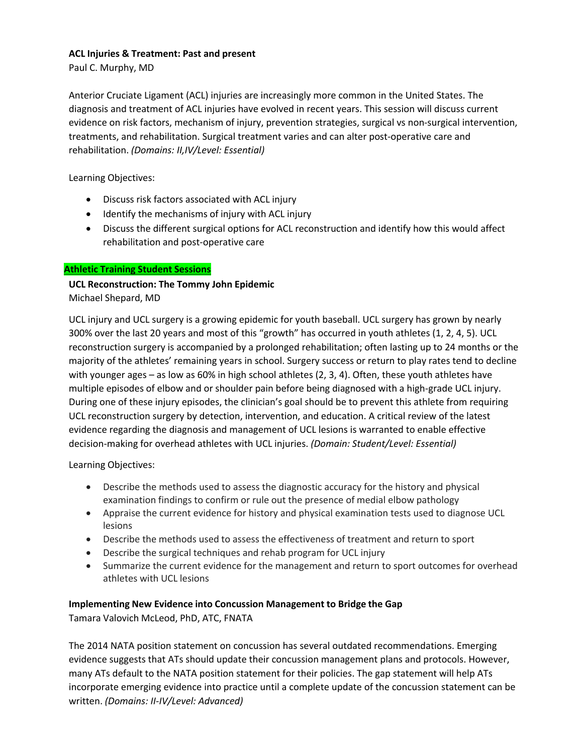**ACL Injuries & Treatment: Past and present**
Paul C. Murphy, MD

Anterior Cruciate Ligament (ACL) injuries are increasingly more common in the United States. The diagnosis and treatment of ACL injuries have evolved in recent years. This session will discuss current evidence on risk factors, mechanism of injury, prevention strategies, surgical vs non-surgical intervention, treatments, and rehabilitation. Surgical treatment varies and can alter post-operative care and rehabilitation. *(Domains: II,IV/Level: Essential)*

Learning Objectives:

- Discuss risk factors associated with ACL injury
- Identify the mechanisms of injury with ACL injury
- Discuss the different surgical options for ACL reconstruction and identify how this would affect rehabilitation and post-operative care

## Athletic Training Student Sessions

**UCL Reconstruction: The Tommy John Epidemic**
Michael Shepard, MD

UCL injury and UCL surgery is a growing epidemic for youth baseball. UCL surgery has grown by nearly 300% over the last 20 years and most of this "growth" has occurred in youth athletes (1, 2, 4, 5). UCL reconstruction surgery is accompanied by a prolonged rehabilitation; often lasting up to 24 months or the majority of the athletes' remaining years in school. Surgery success or return to play rates tend to decline with younger ages – as low as 60% in high school athletes (2, 3, 4). Often, these youth athletes have multiple episodes of elbow and or shoulder pain before being diagnosed with a high-grade UCL injury. During one of these injury episodes, the clinician's goal should be to prevent this athlete from requiring UCL reconstruction surgery by detection, intervention, and education. A critical review of the latest evidence regarding the diagnosis and management of UCL lesions is warranted to enable effective decision-making for overhead athletes with UCL injuries. *(Domain: Student/Level: Essential)*

Learning Objectives:

- Describe the methods used to assess the diagnostic accuracy for the history and physical examination findings to confirm or rule out the presence of medial elbow pathology
- Appraise the current evidence for history and physical examination tests used to diagnose UCL lesions
- Describe the methods used to assess the effectiveness of treatment and return to sport
- Describe the surgical techniques and rehab program for UCL injury
- Summarize the current evidence for the management and return to sport outcomes for overhead athletes with UCL lesions

**Implementing New Evidence into Concussion Management to Bridge the Gap**
Tamara Valovich McLeod, PhD, ATC, FNATA

The 2014 NATA position statement on concussion has several outdated recommendations. Emerging evidence suggests that ATs should update their concussion management plans and protocols. However, many ATs default to the NATA position statement for their policies. The gap statement will help ATs incorporate emerging evidence into practice until a complete update of the concussion statement can be written. *(Domains: II-IV/Level: Advanced)*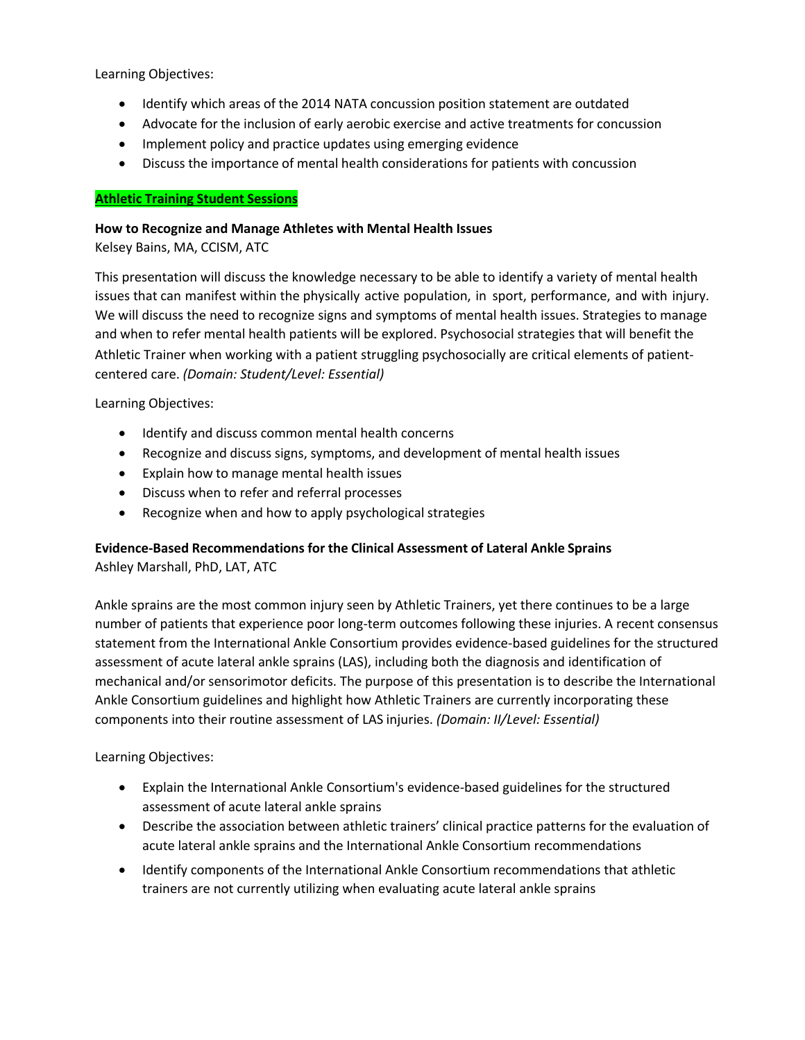Learning Objectives:

- Identify which areas of the 2014 NATA concussion position statement are outdated
- Advocate for the inclusion of early aerobic exercise and active treatments for concussion
- Implement policy and practice updates using emerging evidence
- Discuss the importance of mental health considerations for patients with concussion

## Athletic Training Student Sessions

**How to Recognize and Manage Athletes with Mental Health Issues**
Kelsey Bains, MA, CCISM, ATC

This presentation will discuss the knowledge necessary to be able to identify a variety of mental health issues that can manifest within the physically active population, in sport, performance, and with injury. We will discuss the need to recognize signs and symptoms of mental health issues. Strategies to manage and when to refer mental health patients will be explored. Psychosocial strategies that will benefit the Athletic Trainer when working with a patient struggling psychosocially are critical elements of patient-centered care. *(Domain: Student/Level: Essential)*

Learning Objectives:

- Identify and discuss common mental health concerns
- Recognize and discuss signs, symptoms, and development of mental health issues
- Explain how to manage mental health issues
- Discuss when to refer and referral processes
- Recognize when and how to apply psychological strategies

**Evidence-Based Recommendations for the Clinical Assessment of Lateral Ankle Sprains**
Ashley Marshall, PhD, LAT, ATC

Ankle sprains are the most common injury seen by Athletic Trainers, yet there continues to be a large number of patients that experience poor long-term outcomes following these injuries. A recent consensus statement from the International Ankle Consortium provides evidence-based guidelines for the structured assessment of acute lateral ankle sprains (LAS), including both the diagnosis and identification of mechanical and/or sensorimotor deficits. The purpose of this presentation is to describe the International Ankle Consortium guidelines and highlight how Athletic Trainers are currently incorporating these components into their routine assessment of LAS injuries. *(Domain: II/Level: Essential)*

Learning Objectives:

- Explain the International Ankle Consortium's evidence-based guidelines for the structured assessment of acute lateral ankle sprains
- Describe the association between athletic trainers' clinical practice patterns for the evaluation of acute lateral ankle sprains and the International Ankle Consortium recommendations
- Identify components of the International Ankle Consortium recommendations that athletic trainers are not currently utilizing when evaluating acute lateral ankle sprains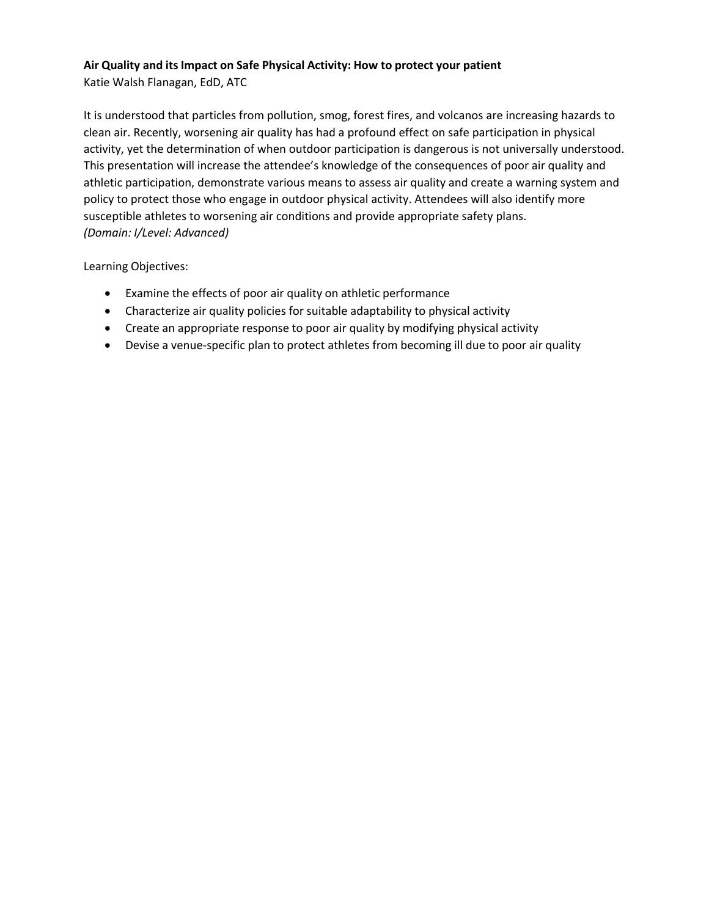**Air Quality and its Impact on Safe Physical Activity: How to protect your patient**
Katie Walsh Flanagan, EdD, ATC

It is understood that particles from pollution, smog, forest fires, and volcanos are increasing hazards to clean air. Recently, worsening air quality has had a profound effect on safe participation in physical activity, yet the determination of when outdoor participation is dangerous is not universally understood. This presentation will increase the attendee's knowledge of the consequences of poor air quality and athletic participation, demonstrate various means to assess air quality and create a warning system and policy to protect those who engage in outdoor physical activity. Attendees will also identify more susceptible athletes to worsening air conditions and provide appropriate safety plans.
*(Domain: I/Level: Advanced)*

Learning Objectives:

- Examine the effects of poor air quality on athletic performance
- Characterize air quality policies for suitable adaptability to physical activity
- Create an appropriate response to poor air quality by modifying physical activity
- Devise a venue-specific plan to protect athletes from becoming ill due to poor air quality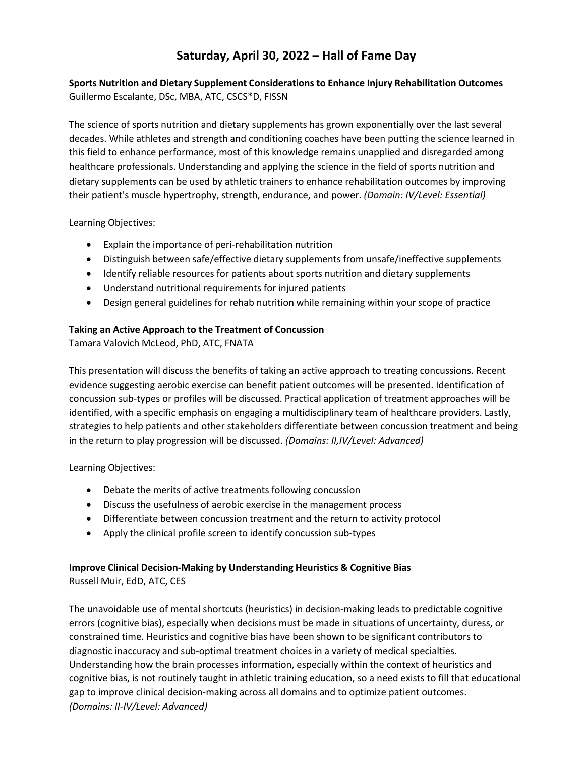# Saturday, April 30, 2022 – Hall of Fame Day

**Sports Nutrition and Dietary Supplement Considerations to Enhance Injury Rehabilitation Outcomes**
Guillermo Escalante, DSc, MBA, ATC, CSCS*D, FISSN

The science of sports nutrition and dietary supplements has grown exponentially over the last several decades. While athletes and strength and conditioning coaches have been putting the science learned in this field to enhance performance, most of this knowledge remains unapplied and disregarded among healthcare professionals. Understanding and applying the science in the field of sports nutrition and dietary supplements can be used by athletic trainers to enhance rehabilitation outcomes by improving their patient's muscle hypertrophy, strength, endurance, and power. *(Domain: IV/Level: Essential)*

Learning Objectives:

- Explain the importance of peri-rehabilitation nutrition
- Distinguish between safe/effective dietary supplements from unsafe/ineffective supplements
- Identify reliable resources for patients about sports nutrition and dietary supplements
- Understand nutritional requirements for injured patients
- Design general guidelines for rehab nutrition while remaining within your scope of practice

**Taking an Active Approach to the Treatment of Concussion**
Tamara Valovich McLeod, PhD, ATC, FNATA

This presentation will discuss the benefits of taking an active approach to treating concussions. Recent evidence suggesting aerobic exercise can benefit patient outcomes will be presented. Identification of concussion sub-types or profiles will be discussed. Practical application of treatment approaches will be identified, with a specific emphasis on engaging a multidisciplinary team of healthcare providers. Lastly, strategies to help patients and other stakeholders differentiate between concussion treatment and being in the return to play progression will be discussed. *(Domains: II,IV/Level: Advanced)*

Learning Objectives:

- Debate the merits of active treatments following concussion
- Discuss the usefulness of aerobic exercise in the management process
- Differentiate between concussion treatment and the return to activity protocol
- Apply the clinical profile screen to identify concussion sub-types

**Improve Clinical Decision-Making by Understanding Heuristics & Cognitive Bias**
Russell Muir, EdD, ATC, CES

The unavoidable use of mental shortcuts (heuristics) in decision-making leads to predictable cognitive errors (cognitive bias), especially when decisions must be made in situations of uncertainty, duress, or constrained time. Heuristics and cognitive bias have been shown to be significant contributors to diagnostic inaccuracy and sub-optimal treatment choices in a variety of medical specialties. Understanding how the brain processes information, especially within the context of heuristics and cognitive bias, is not routinely taught in athletic training education, so a need exists to fill that educational gap to improve clinical decision-making across all domains and to optimize patient outcomes. *(Domains: II-IV/Level: Advanced)*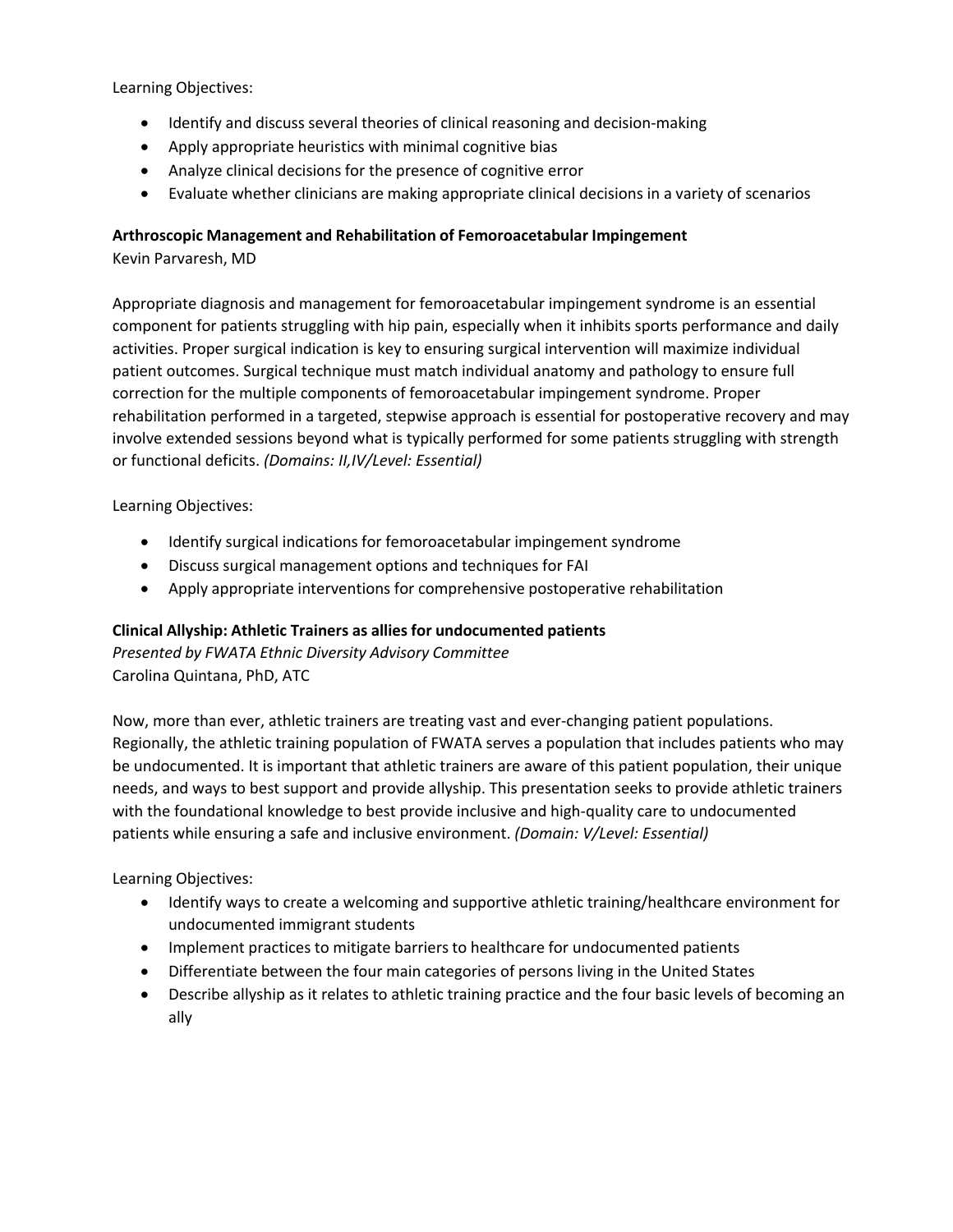Learning Objectives:

- Identify and discuss several theories of clinical reasoning and decision-making
- Apply appropriate heuristics with minimal cognitive bias
- Analyze clinical decisions for the presence of cognitive error
- Evaluate whether clinicians are making appropriate clinical decisions in a variety of scenarios

**Arthroscopic Management and Rehabilitation of Femoroacetabular Impingement**
Kevin Parvaresh, MD

Appropriate diagnosis and management for femoroacetabular impingement syndrome is an essential component for patients struggling with hip pain, especially when it inhibits sports performance and daily activities. Proper surgical indication is key to ensuring surgical intervention will maximize individual patient outcomes. Surgical technique must match individual anatomy and pathology to ensure full correction for the multiple components of femoroacetabular impingement syndrome. Proper rehabilitation performed in a targeted, stepwise approach is essential for postoperative recovery and may involve extended sessions beyond what is typically performed for some patients struggling with strength or functional deficits. *(Domains: II,IV/Level: Essential)*

Learning Objectives:

- Identify surgical indications for femoroacetabular impingement syndrome
- Discuss surgical management options and techniques for FAI
- Apply appropriate interventions for comprehensive postoperative rehabilitation

**Clinical Allyship: Athletic Trainers as allies for undocumented patients**
*Presented by FWATA Ethnic Diversity Advisory Committee*
Carolina Quintana, PhD, ATC

Now, more than ever, athletic trainers are treating vast and ever-changing patient populations. Regionally, the athletic training population of FWATA serves a population that includes patients who may be undocumented. It is important that athletic trainers are aware of this patient population, their unique needs, and ways to best support and provide allyship. This presentation seeks to provide athletic trainers with the foundational knowledge to best provide inclusive and high-quality care to undocumented patients while ensuring a safe and inclusive environment. *(Domain: V/Level: Essential)*

Learning Objectives:

- Identify ways to create a welcoming and supportive athletic training/healthcare environment for undocumented immigrant students
- Implement practices to mitigate barriers to healthcare for undocumented patients
- Differentiate between the four main categories of persons living in the United States
- Describe allyship as it relates to athletic training practice and the four basic levels of becoming an ally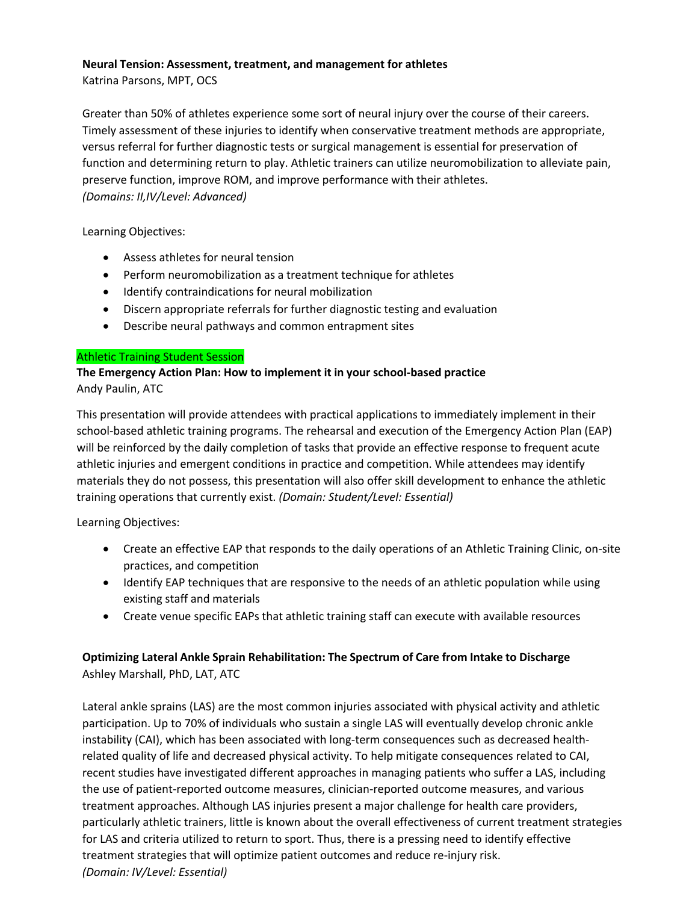**Neural Tension: Assessment, treatment, and management for athletes**
Katrina Parsons, MPT, OCS

Greater than 50% of athletes experience some sort of neural injury over the course of their careers. Timely assessment of these injuries to identify when conservative treatment methods are appropriate, versus referral for further diagnostic tests or surgical management is essential for preservation of function and determining return to play. Athletic trainers can utilize neuromobilization to alleviate pain, preserve function, improve ROM, and improve performance with their athletes.
*(Domains: II,IV/Level: Advanced)*

Learning Objectives:

- Assess athletes for neural tension
- Perform neuromobilization as a treatment technique for athletes
- Identify contraindications for neural mobilization
- Discern appropriate referrals for further diagnostic testing and evaluation
- Describe neural pathways and common entrapment sites

Athletic Training Student Session

**The Emergency Action Plan: How to implement it in your school-based practice**
Andy Paulin, ATC

This presentation will provide attendees with practical applications to immediately implement in their school-based athletic training programs. The rehearsal and execution of the Emergency Action Plan (EAP) will be reinforced by the daily completion of tasks that provide an effective response to frequent acute athletic injuries and emergent conditions in practice and competition. While attendees may identify materials they do not possess, this presentation will also offer skill development to enhance the athletic training operations that currently exist. *(Domain: Student/Level: Essential)*

Learning Objectives:

- Create an effective EAP that responds to the daily operations of an Athletic Training Clinic, on-site practices, and competition
- Identify EAP techniques that are responsive to the needs of an athletic population while using existing staff and materials
- Create venue specific EAPs that athletic training staff can execute with available resources

**Optimizing Lateral Ankle Sprain Rehabilitation: The Spectrum of Care from Intake to Discharge**
Ashley Marshall, PhD, LAT, ATC

Lateral ankle sprains (LAS) are the most common injuries associated with physical activity and athletic participation. Up to 70% of individuals who sustain a single LAS will eventually develop chronic ankle instability (CAI), which has been associated with long-term consequences such as decreased health-related quality of life and decreased physical activity. To help mitigate consequences related to CAI, recent studies have investigated different approaches in managing patients who suffer a LAS, including the use of patient-reported outcome measures, clinician-reported outcome measures, and various treatment approaches. Although LAS injuries present a major challenge for health care providers, particularly athletic trainers, little is known about the overall effectiveness of current treatment strategies for LAS and criteria utilized to return to sport. Thus, there is a pressing need to identify effective treatment strategies that will optimize patient outcomes and reduce re-injury risk.
*(Domain: IV/Level: Essential)*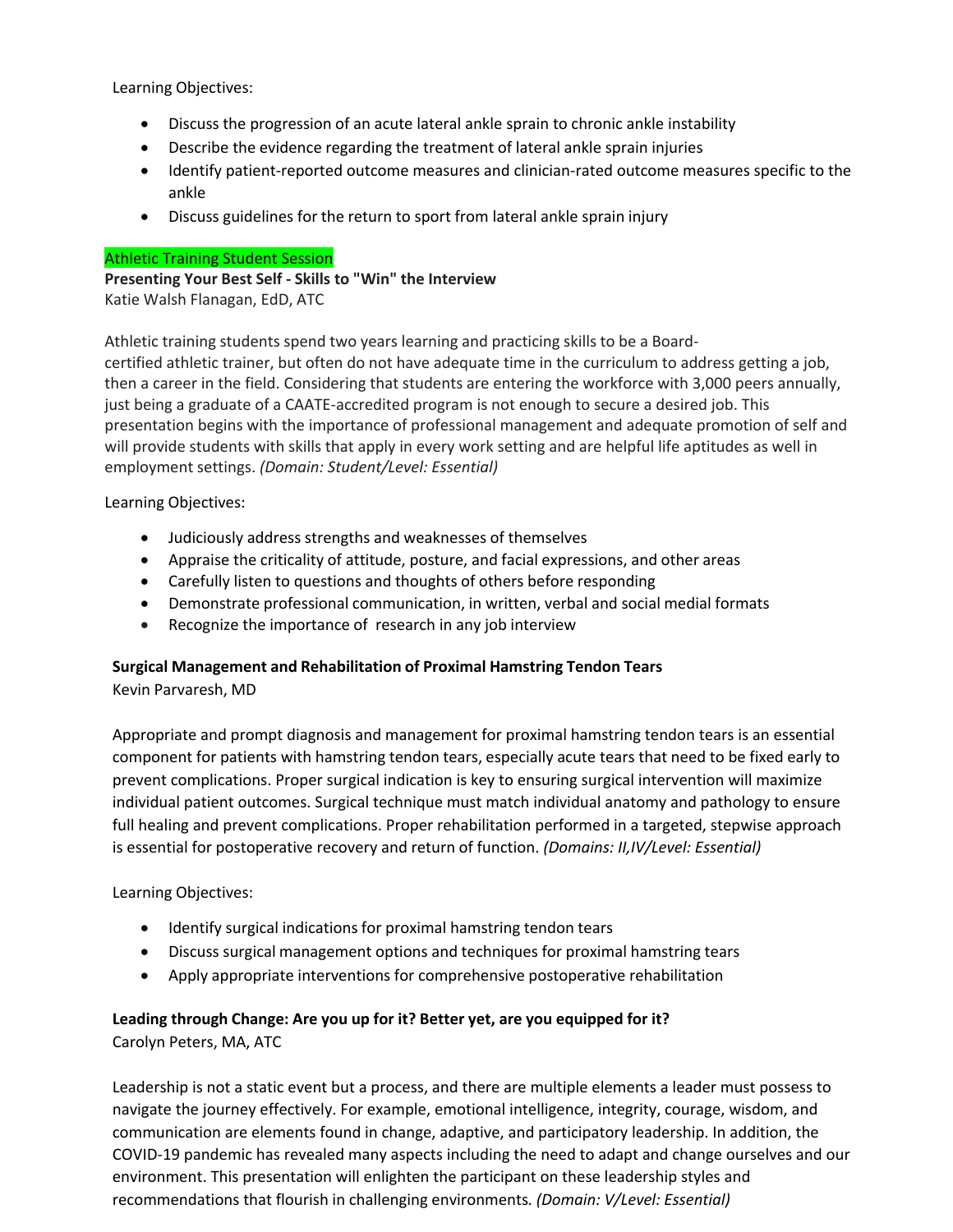Learning Objectives:

- Discuss the progression of an acute lateral ankle sprain to chronic ankle instability
- Describe the evidence regarding the treatment of lateral ankle sprain injuries
- Identify patient-reported outcome measures and clinician-rated outcome measures specific to the ankle
- Discuss guidelines for the return to sport from lateral ankle sprain injury

Athletic Training Student Session

**Presenting Your Best Self - Skills to "Win" the Interview**

Katie Walsh Flanagan, EdD, ATC

Athletic training students spend two years learning and practicing skills to be a Board-certified athletic trainer, but often do not have adequate time in the curriculum to address getting a job, then a career in the field. Considering that students are entering the workforce with 3,000 peers annually, just being a graduate of a CAATE-accredited program is not enough to secure a desired job. This presentation begins with the importance of professional management and adequate promotion of self and will provide students with skills that apply in every work setting and are helpful life aptitudes as well in employment settings. *(Domain: Student/Level: Essential)*

Learning Objectives:

- Judiciously address strengths and weaknesses of themselves
- Appraise the criticality of attitude, posture, and facial expressions, and other areas
- Carefully listen to questions and thoughts of others before responding
- Demonstrate professional communication, in written, verbal and social medial formats
- Recognize the importance of research in any job interview

**Surgical Management and Rehabilitation of Proximal Hamstring Tendon Tears**

Kevin Parvaresh, MD

Appropriate and prompt diagnosis and management for proximal hamstring tendon tears is an essential component for patients with hamstring tendon tears, especially acute tears that need to be fixed early to prevent complications. Proper surgical indication is key to ensuring surgical intervention will maximize individual patient outcomes. Surgical technique must match individual anatomy and pathology to ensure full healing and prevent complications. Proper rehabilitation performed in a targeted, stepwise approach is essential for postoperative recovery and return of function. *(Domains: II,IV/Level: Essential)*

Learning Objectives:

- Identify surgical indications for proximal hamstring tendon tears
- Discuss surgical management options and techniques for proximal hamstring tears
- Apply appropriate interventions for comprehensive postoperative rehabilitation

**Leading through Change: Are you up for it? Better yet, are you equipped for it?**

Carolyn Peters, MA, ATC

Leadership is not a static event but a process, and there are multiple elements a leader must possess to navigate the journey effectively. For example, emotional intelligence, integrity, courage, wisdom, and communication are elements found in change, adaptive, and participatory leadership. In addition, the COVID-19 pandemic has revealed many aspects including the need to adapt and change ourselves and our environment. This presentation will enlighten the participant on these leadership styles and recommendations that flourish in challenging environments. *(Domain: V/Level: Essential)*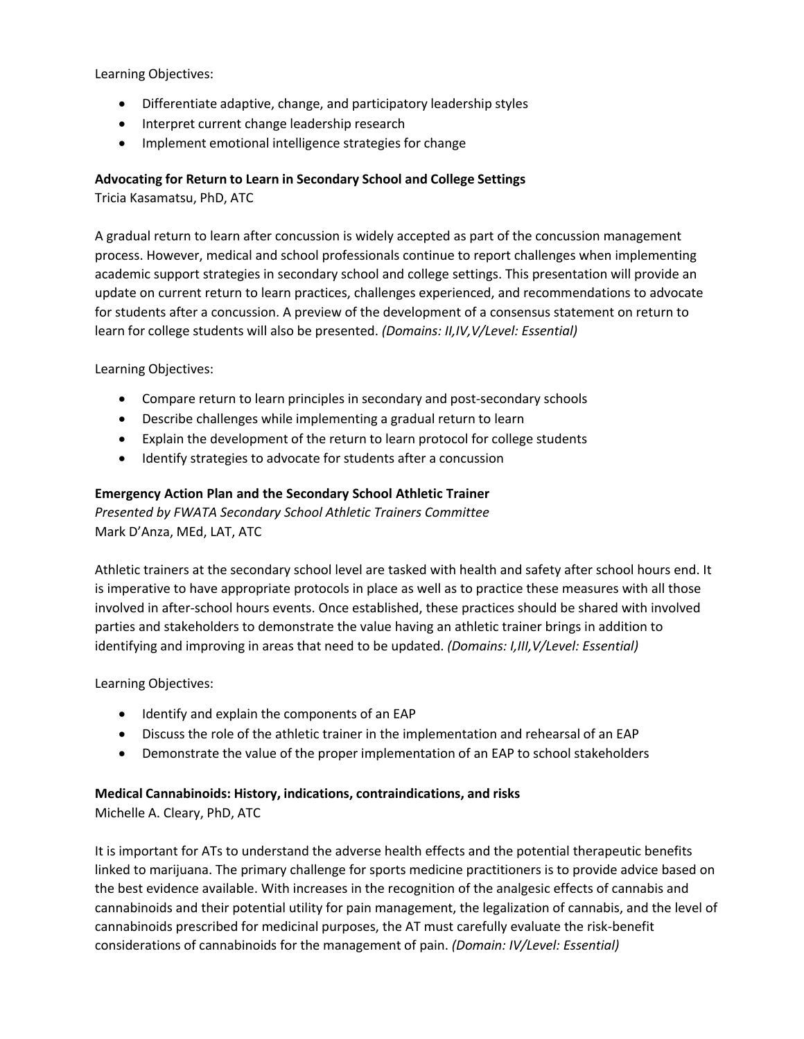Learning Objectives:

- Differentiate adaptive, change, and participatory leadership styles
- Interpret current change leadership research
- Implement emotional intelligence strategies for change

**Advocating for Return to Learn in Secondary School and College Settings**
Tricia Kasamatsu, PhD, ATC

A gradual return to learn after concussion is widely accepted as part of the concussion management process. However, medical and school professionals continue to report challenges when implementing academic support strategies in secondary school and college settings. This presentation will provide an update on current return to learn practices, challenges experienced, and recommendations to advocate for students after a concussion. A preview of the development of a consensus statement on return to learn for college students will also be presented. *(Domains: II,IV,V/Level: Essential)*

Learning Objectives:

- Compare return to learn principles in secondary and post-secondary schools
- Describe challenges while implementing a gradual return to learn
- Explain the development of the return to learn protocol for college students
- Identify strategies to advocate for students after a concussion

**Emergency Action Plan and the Secondary School Athletic Trainer**
*Presented by FWATA Secondary School Athletic Trainers Committee*
Mark D'Anza, MEd, LAT, ATC

Athletic trainers at the secondary school level are tasked with health and safety after school hours end. It is imperative to have appropriate protocols in place as well as to practice these measures with all those involved in after-school hours events. Once established, these practices should be shared with involved parties and stakeholders to demonstrate the value having an athletic trainer brings in addition to identifying and improving in areas that need to be updated. *(Domains: I,III,V/Level: Essential)*

Learning Objectives:

- Identify and explain the components of an EAP
- Discuss the role of the athletic trainer in the implementation and rehearsal of an EAP
- Demonstrate the value of the proper implementation of an EAP to school stakeholders

**Medical Cannabinoids: History, indications, contraindications, and risks**
Michelle A. Cleary, PhD, ATC

It is important for ATs to understand the adverse health effects and the potential therapeutic benefits linked to marijuana. The primary challenge for sports medicine practitioners is to provide advice based on the best evidence available. With increases in the recognition of the analgesic effects of cannabis and cannabinoids and their potential utility for pain management, the legalization of cannabis, and the level of cannabinoids prescribed for medicinal purposes, the AT must carefully evaluate the risk-benefit considerations of cannabinoids for the management of pain. *(Domain: IV/Level: Essential)*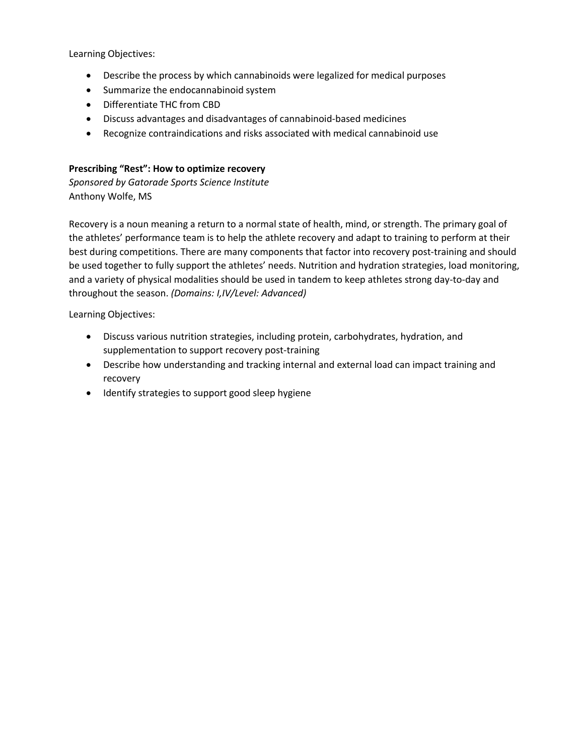Learning Objectives:

- Describe the process by which cannabinoids were legalized for medical purposes
- Summarize the endocannabinoid system
- Differentiate THC from CBD
- Discuss advantages and disadvantages of cannabinoid-based medicines
- Recognize contraindications and risks associated with medical cannabinoid use

**Prescribing "Rest": How to optimize recovery**
*Sponsored by Gatorade Sports Science Institute*
Anthony Wolfe, MS

Recovery is a noun meaning a return to a normal state of health, mind, or strength. The primary goal of the athletes' performance team is to help the athlete recovery and adapt to training to perform at their best during competitions. There are many components that factor into recovery post-training and should be used together to fully support the athletes' needs. Nutrition and hydration strategies, load monitoring, and a variety of physical modalities should be used in tandem to keep athletes strong day-to-day and throughout the season. *(Domains: I,IV/Level: Advanced)*

Learning Objectives:

- Discuss various nutrition strategies, including protein, carbohydrates, hydration, and supplementation to support recovery post-training
- Describe how understanding and tracking internal and external load can impact training and recovery
- Identify strategies to support good sleep hygiene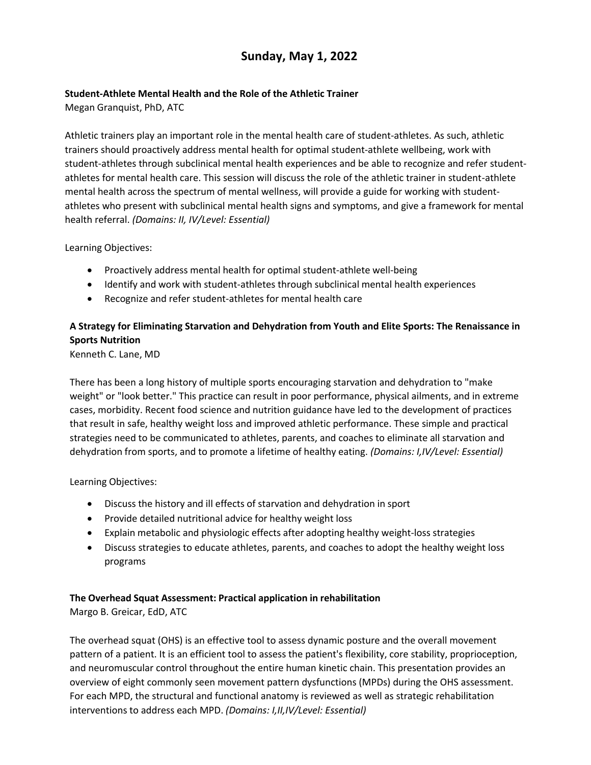# Sunday, May 1, 2022

**Student-Athlete Mental Health and the Role of the Athletic Trainer**
Megan Granquist, PhD, ATC

Athletic trainers play an important role in the mental health care of student-athletes. As such, athletic trainers should proactively address mental health for optimal student-athlete wellbeing, work with student-athletes through subclinical mental health experiences and be able to recognize and refer student-athletes for mental health care. This session will discuss the role of the athletic trainer in student-athlete mental health across the spectrum of mental wellness, will provide a guide for working with student-athletes who present with subclinical mental health signs and symptoms, and give a framework for mental health referral. *(Domains: II, IV/Level: Essential)*

Learning Objectives:

- Proactively address mental health for optimal student-athlete well-being
- Identify and work with student-athletes through subclinical mental health experiences
- Recognize and refer student-athletes for mental health care

**A Strategy for Eliminating Starvation and Dehydration from Youth and Elite Sports: The Renaissance in Sports Nutrition**
Kenneth C. Lane, MD

There has been a long history of multiple sports encouraging starvation and dehydration to "make weight" or "look better." This practice can result in poor performance, physical ailments, and in extreme cases, morbidity. Recent food science and nutrition guidance have led to the development of practices that result in safe, healthy weight loss and improved athletic performance. These simple and practical strategies need to be communicated to athletes, parents, and coaches to eliminate all starvation and dehydration from sports, and to promote a lifetime of healthy eating. *(Domains: I,IV/Level: Essential)*

Learning Objectives:

- Discuss the history and ill effects of starvation and dehydration in sport
- Provide detailed nutritional advice for healthy weight loss
- Explain metabolic and physiologic effects after adopting healthy weight-loss strategies
- Discuss strategies to educate athletes, parents, and coaches to adopt the healthy weight loss programs

**The Overhead Squat Assessment: Practical application in rehabilitation**
Margo B. Greicar, EdD, ATC

The overhead squat (OHS) is an effective tool to assess dynamic posture and the overall movement pattern of a patient. It is an efficient tool to assess the patient's flexibility, core stability, proprioception, and neuromuscular control throughout the entire human kinetic chain. This presentation provides an overview of eight commonly seen movement pattern dysfunctions (MPDs) during the OHS assessment. For each MPD, the structural and functional anatomy is reviewed as well as strategic rehabilitation interventions to address each MPD. *(Domains: I,II,IV/Level: Essential)*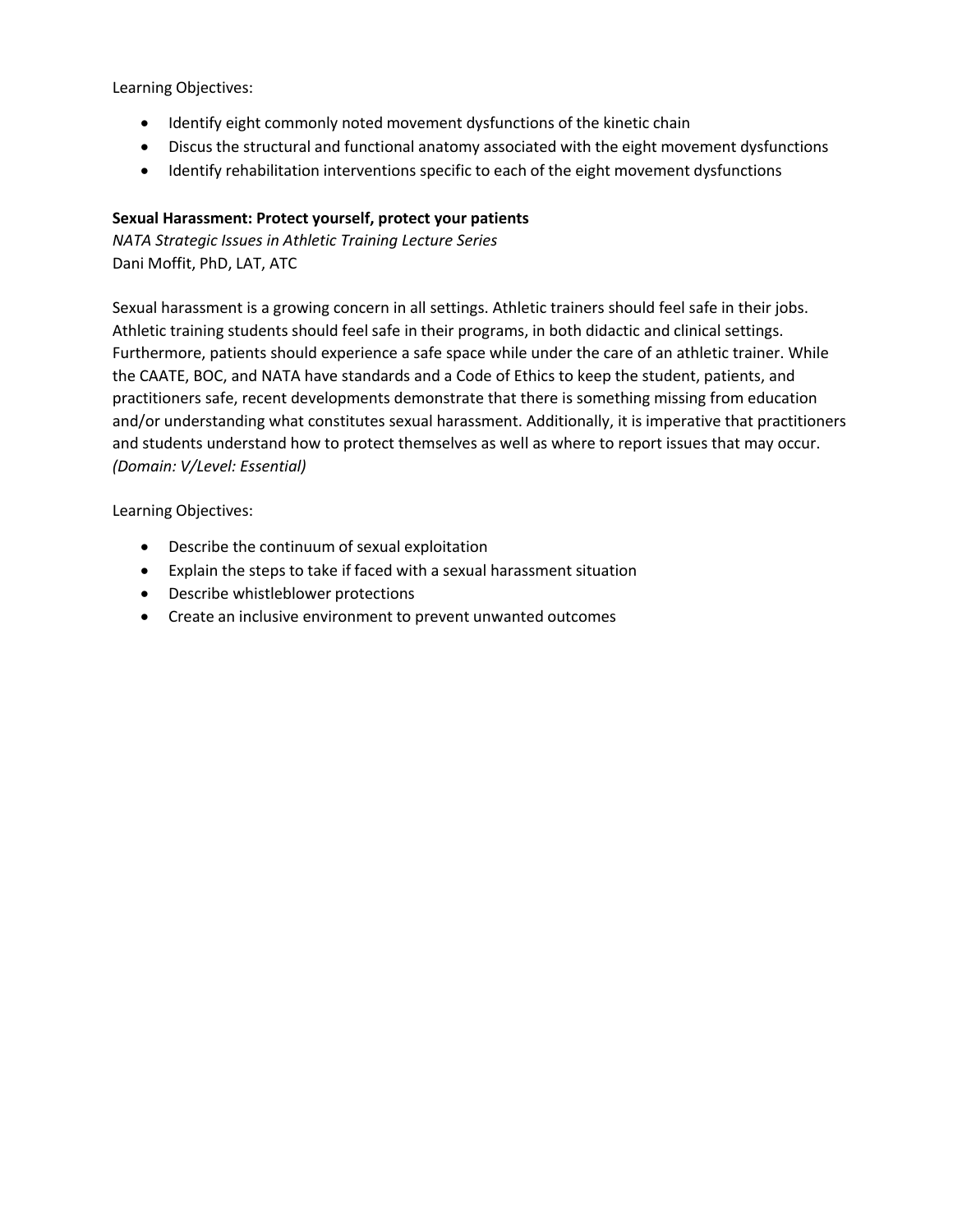Learning Objectives:

- Identify eight commonly noted movement dysfunctions of the kinetic chain
- Discus the structural and functional anatomy associated with the eight movement dysfunctions
- Identify rehabilitation interventions specific to each of the eight movement dysfunctions

**Sexual Harassment: Protect yourself, protect your patients**
*NATA Strategic Issues in Athletic Training Lecture Series*
Dani Moffit, PhD, LAT, ATC

Sexual harassment is a growing concern in all settings. Athletic trainers should feel safe in their jobs. Athletic training students should feel safe in their programs, in both didactic and clinical settings. Furthermore, patients should experience a safe space while under the care of an athletic trainer. While the CAATE, BOC, and NATA have standards and a Code of Ethics to keep the student, patients, and practitioners safe, recent developments demonstrate that there is something missing from education and/or understanding what constitutes sexual harassment. Additionally, it is imperative that practitioners and students understand how to protect themselves as well as where to report issues that may occur. *(Domain: V/Level: Essential)*

Learning Objectives:

- Describe the continuum of sexual exploitation
- Explain the steps to take if faced with a sexual harassment situation
- Describe whistleblower protections
- Create an inclusive environment to prevent unwanted outcomes